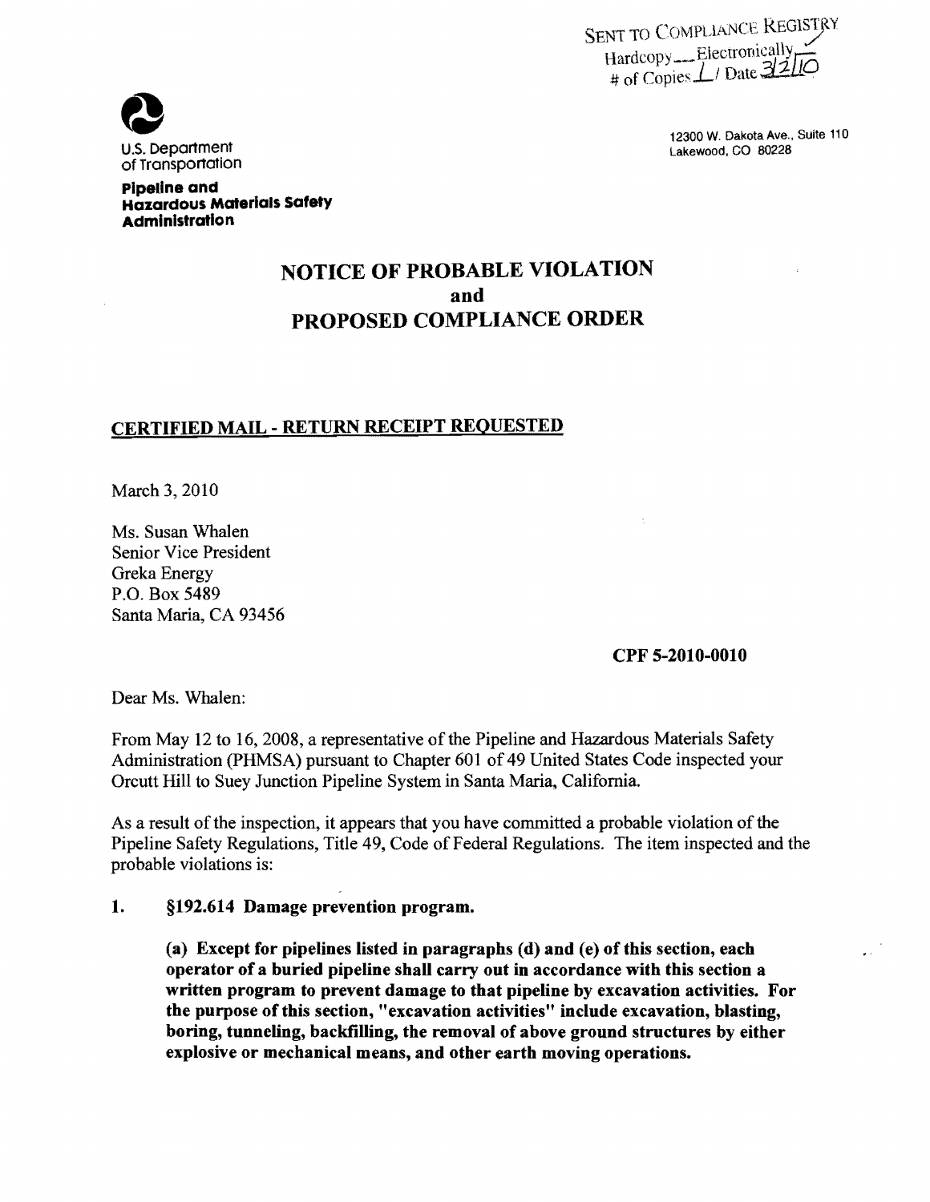SENT TO COMPLIANCE REGISTRY
Hardcopy ___ Electronically ✓
# of Copies 1 / Date 3/2/10

U.S. Department of Transportation

**Pipeline and Hazardous Materials Safety Administration**

12300 W. Dakota Ave., Suite 110
Lakewood, CO 80228

# NOTICE OF PROBABLE VIOLATION and PROPOSED COMPLIANCE ORDER

## CERTIFIED MAIL - RETURN RECEIPT REQUESTED

March 3, 2010

Ms. Susan Whalen
Senior Vice President
Greka Energy
P.O. Box 5489
Santa Maria, CA 93456

**CPF 5-2010-0010**

Dear Ms. Whalen:

From May 12 to 16, 2008, a representative of the Pipeline and Hazardous Materials Safety Administration (PHMSA) pursuant to Chapter 601 of 49 United States Code inspected your Orcutt Hill to Suey Junction Pipeline System in Santa Maria, California.

As a result of the inspection, it appears that you have committed a probable violation of the Pipeline Safety Regulations, Title 49, Code of Federal Regulations. The item inspected and the probable violations is:

1. **§192.614 Damage prevention program.**

   **(a) Except for pipelines listed in paragraphs (d) and (e) of this section, each operator of a buried pipeline shall carry out in accordance with this section a written program to prevent damage to that pipeline by excavation activities. For the purpose of this section, "excavation activities" include excavation, blasting, boring, tunneling, backfilling, the removal of above ground structures by either explosive or mechanical means, and other earth moving operations.**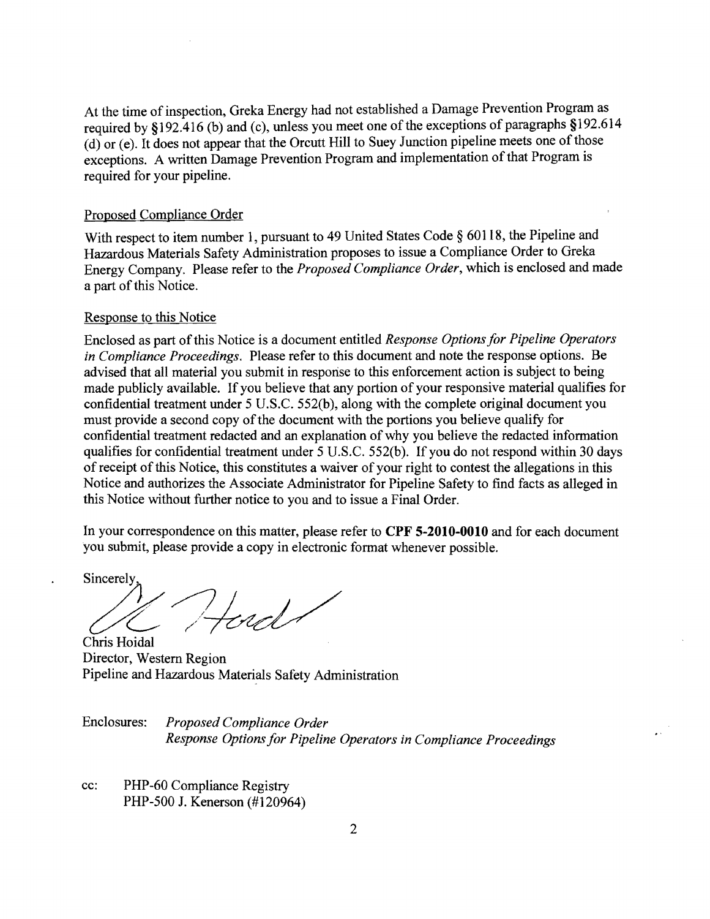At the time of inspection, Greka Energy had not established a Damage Prevention Program as required by §192.416 (b) and (c), unless you meet one of the exceptions of paragraphs §192.614 (d) or (e). It does not appear that the Orcutt Hill to Suey Junction pipeline meets one of those exceptions. A written Damage Prevention Program and implementation of that Program is required for your pipeline.

Proposed Compliance Order

With respect to item number 1, pursuant to 49 United States Code § 60118, the Pipeline and Hazardous Materials Safety Administration proposes to issue a Compliance Order to Greka Energy Company. Please refer to the *Proposed Compliance Order*, which is enclosed and made a part of this Notice.

Response to this Notice

Enclosed as part of this Notice is a document entitled *Response Options for Pipeline Operators in Compliance Proceedings*. Please refer to this document and note the response options. Be advised that all material you submit in response to this enforcement action is subject to being made publicly available. If you believe that any portion of your responsive material qualifies for confidential treatment under 5 U.S.C. 552(b), along with the complete original document you must provide a second copy of the document with the portions you believe qualify for confidential treatment redacted and an explanation of why you believe the redacted information qualifies for confidential treatment under 5 U.S.C. 552(b). If you do not respond within 30 days of receipt of this Notice, this constitutes a waiver of your right to contest the allegations in this Notice and authorizes the Associate Administrator for Pipeline Safety to find facts as alleged in this Notice without further notice to you and to issue a Final Order.

In your correspondence on this matter, please refer to **CPF 5-2010-0010** and for each document you submit, please provide a copy in electronic format whenever possible.

Sincerely,

Chris Hoidal
Director, Western Region
Pipeline and Hazardous Materials Safety Administration

Enclosures: *Proposed Compliance Order*
*Response Options for Pipeline Operators in Compliance Proceedings*

cc: PHP-60 Compliance Registry
PHP-500 J. Kenerson (#120964)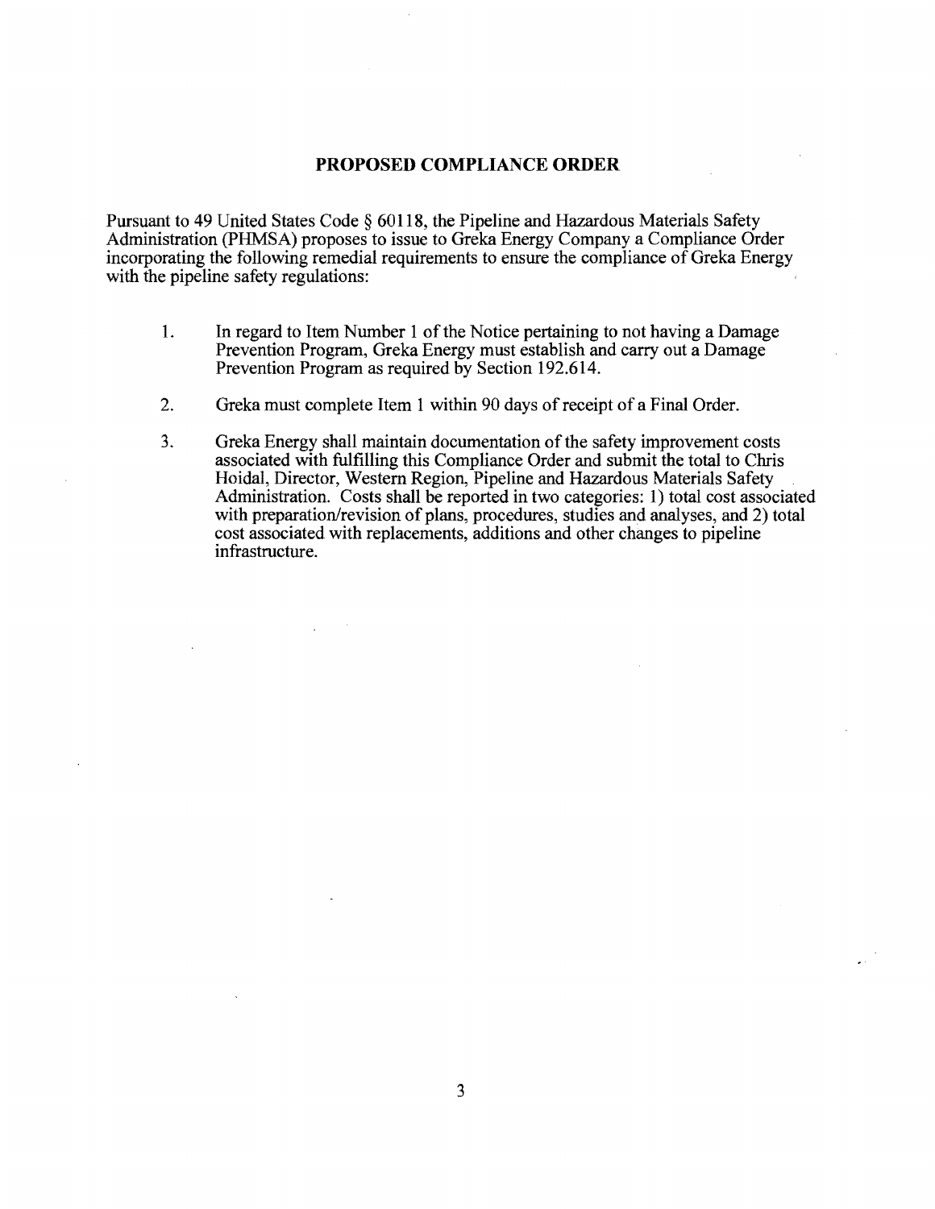## PROPOSED COMPLIANCE ORDER

Pursuant to 49 United States Code § 60118, the Pipeline and Hazardous Materials Safety Administration (PHMSA) proposes to issue to Greka Energy Company a Compliance Order incorporating the following remedial requirements to ensure the compliance of Greka Energy with the pipeline safety regulations:

1. In regard to Item Number 1 of the Notice pertaining to not having a Damage Prevention Program, Greka Energy must establish and carry out a Damage Prevention Program as required by Section 192.614.

2. Greka must complete Item 1 within 90 days of receipt of a Final Order.

3. Greka Energy shall maintain documentation of the safety improvement costs associated with fulfilling this Compliance Order and submit the total to Chris Hoidal, Director, Western Region, Pipeline and Hazardous Materials Safety Administration. Costs shall be reported in two categories: 1) total cost associated with preparation/revision of plans, procedures, studies and analyses, and 2) total cost associated with replacements, additions and other changes to pipeline infrastructure.